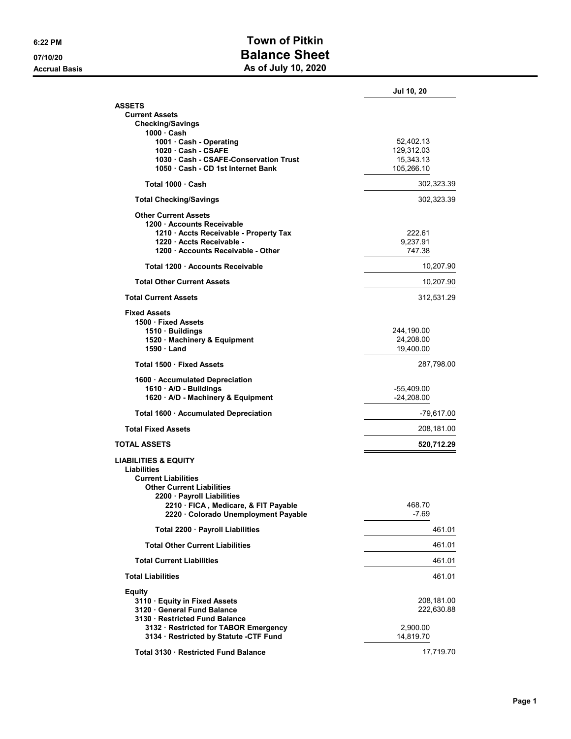# Town of Pitkin

## Balance Sheet

### As of July 10, 2020

6:22 PM
07/10/20
Accrual Basis

| | | Jul 10, 20 |
|---|---|---|
| **ASSETS** | | |
| **Current Assets** | | |
| **Checking/Savings** | | |
| **1000 · Cash** | | |
| **1001 · Cash - Operating** | 52,402.13 | |
| **1020 · Cash - CSAFE** | 129,312.03 | |
| **1030 · Cash - CSAFE-Conservation Trust** | 15,343.13 | |
| **1050 · Cash - CD 1st Internet Bank** | 105,266.10 | |
| **Total 1000 · Cash** | | 302,323.39 |
| **Total Checking/Savings** | | 302,323.39 |
| **Other Current Assets** | | |
| **1200 · Accounts Receivable** | | |
| **1210 · Accts Receivable - Property Tax** | 222.61 | |
| **1220 · Accts Receivable -** | 9,237.91 | |
| **1200 · Accounts Receivable - Other** | 747.38 | |
| **Total 1200 · Accounts Receivable** | | 10,207.90 |
| **Total Other Current Assets** | | 10,207.90 |
| **Total Current Assets** | | 312,531.29 |
| **Fixed Assets** | | |
| **1500 · Fixed Assets** | | |
| **1510 · Buildings** | 244,190.00 | |
| **1520 · Machinery & Equipment** | 24,208.00 | |
| **1590 · Land** | 19,400.00 | |
| **Total 1500 · Fixed Assets** | | 287,798.00 |
| **1600 · Accumulated Depreciation** | | |
| **1610 · A/D - Buildings** | -55,409.00 | |
| **1620 · A/D - Machinery & Equipment** | -24,208.00 | |
| **Total 1600 · Accumulated Depreciation** | | -79,617.00 |
| **Total Fixed Assets** | | 208,181.00 |
| **TOTAL ASSETS** | | **520,712.29** |
| **LIABILITIES & EQUITY** | | |
| **Liabilities** | | |
| **Current Liabilities** | | |
| **Other Current Liabilities** | | |
| **2200 · Payroll Liabilities** | | |
| **2210 · FICA , Medicare, & FIT Payable** | 468.70 | |
| **2220 · Colorado Unemployment Payable** | -7.69 | |
| **Total 2200 · Payroll Liabilities** | | 461.01 |
| **Total Other Current Liabilities** | | 461.01 |
| **Total Current Liabilities** | | 461.01 |
| **Total Liabilities** | | 461.01 |
| **Equity** | | |
| **3110 · Equity in Fixed Assets** | | 208,181.00 |
| **3120 · General Fund Balance** | | 222,630.88 |
| **3130 · Restricted Fund Balance** | | |
| **3132 · Restricted for TABOR Emergency** | 2,900.00 | |
| **3134 · Restricted by Statute -CTF Fund** | 14,819.70 | |
| **Total 3130 · Restricted Fund Balance** | | 17,719.70 |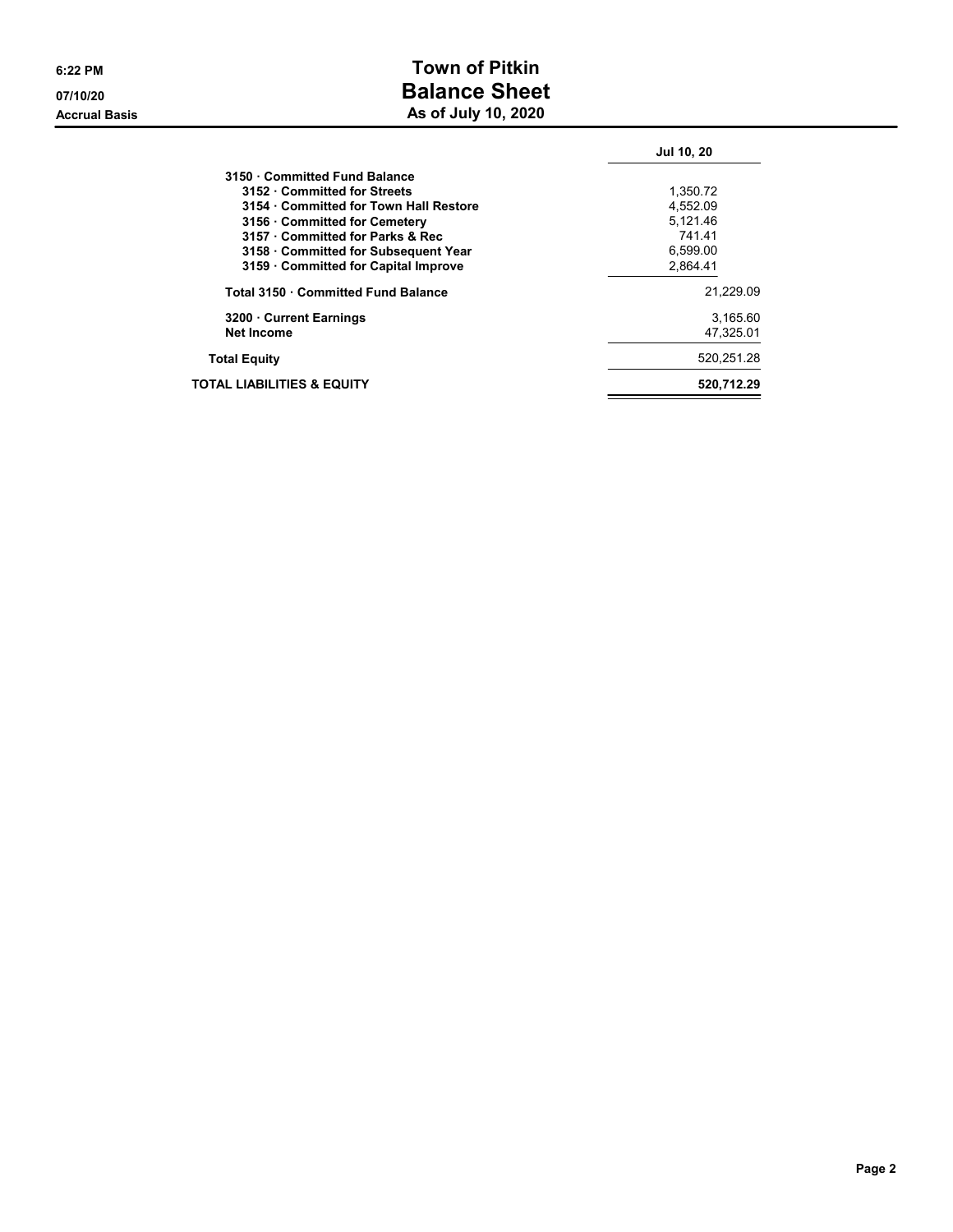# Town of Pitkin

## Balance Sheet

### As of July 10, 2020

6:22 PM
07/10/20
Accrual Basis

| | Jul 10, 20 |
|---|---|
| 3150 · Committed Fund Balance | |
| 3152 · Committed for Streets | 1,350.72 |
| 3154 · Committed for Town Hall Restore | 4,552.09 |
| 3156 · Committed for Cemetery | 5,121.46 |
| 3157 · Committed for Parks & Rec | 741.41 |
| 3158 · Committed for Subsequent Year | 6,599.00 |
| 3159 · Committed for Capital Improve | 2,864.41 |
| Total 3150 · Committed Fund Balance | 21,229.09 |
| 3200 · Current Earnings | 3,165.60 |
| Net Income | 47,325.01 |
| Total Equity | 520,251.28 |
| **TOTAL LIABILITIES & EQUITY** | **520,712.29** |